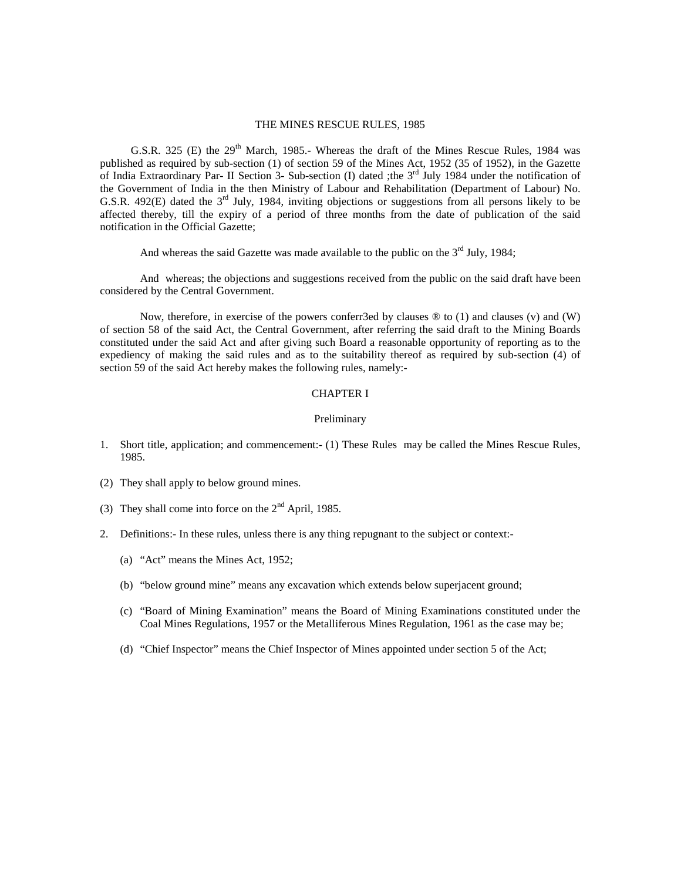# THE MINES RESCUE RULES, 1985

G.S.R. 325 (E) the 29th March, 1985.- Whereas the draft of the Mines Rescue Rules, 1984 was published as required by sub-section (1) of section 59 of the Mines Act, 1952 (35 of 1952), in the Gazette of India Extraordinary Par- II Section 3- Sub-section (I) dated ;the 3rd July 1984 under the notification of the Government of India in the then Ministry of Labour and Rehabilitation (Department of Labour) No. G.S.R. 492(E) dated the 3rd July, 1984, inviting objections or suggestions from all persons likely to be affected thereby, till the expiry of a period of three months from the date of publication of the said notification in the Official Gazette;

And whereas the said Gazette was made available to the public on the 3rd July, 1984;

And whereas; the objections and suggestions received from the public on the said draft have been considered by the Central Government.

Now, therefore, in exercise of the powers conferr3ed by clauses ® to (1) and clauses (v) and (W) of section 58 of the said Act, the Central Government, after referring the said draft to the Mining Boards constituted under the said Act and after giving such Board a reasonable opportunity of reporting as to the expediency of making the said rules and as to the suitability thereof as required by sub-section (4) of section 59 of the said Act hereby makes the following rules, namely:-

## CHAPTER I

### Preliminary

1. Short title, application; and commencement:- (1) These Rules may be called the Mines Rescue Rules, 1985.

(2) They shall apply to below ground mines.

(3) They shall come into force on the 2nd April, 1985.

2. Definitions:- In these rules, unless there is any thing repugnant to the subject or context:-

   (a) "Act" means the Mines Act, 1952;

   (b) "below ground mine" means any excavation which extends below superjacent ground;

   (c) "Board of Mining Examination" means the Board of Mining Examinations constituted under the Coal Mines Regulations, 1957 or the Metalliferous Mines Regulation, 1961 as the case may be;

   (d) "Chief Inspector" means the Chief Inspector of Mines appointed under section 5 of the Act;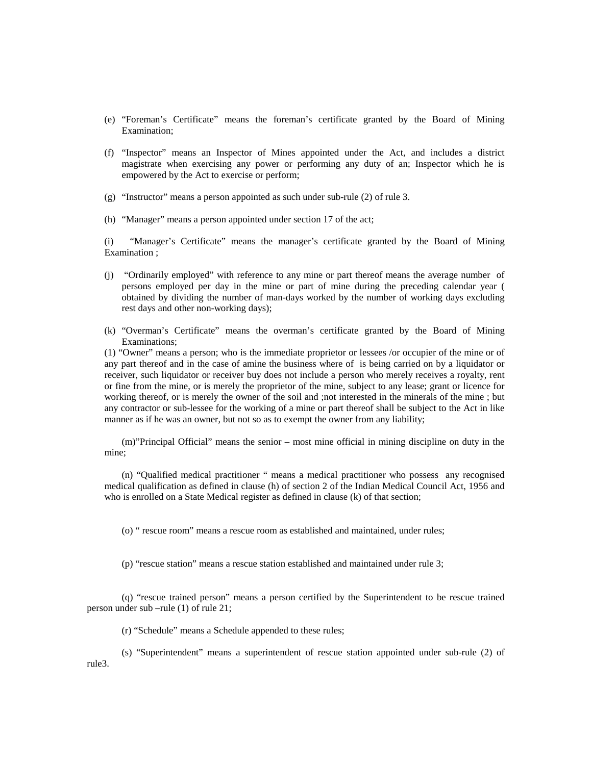(e) "Foreman's Certificate" means the foreman's certificate granted by the Board of Mining Examination;

(f) "Inspector" means an Inspector of Mines appointed under the Act, and includes a district magistrate when exercising any power or performing any duty of an; Inspector which he is empowered by the Act to exercise or perform;

(g) "Instructor" means a person appointed as such under sub-rule (2) of rule 3.

(h) "Manager" means a person appointed under section 17 of the act;

(i) "Manager's Certificate" means the manager's certificate granted by the Board of Mining Examination ;

(j) "Ordinarily employed" with reference to any mine or part thereof means the average number of persons employed per day in the mine or part of mine during the preceding calendar year ( obtained by dividing the number of man-days worked by the number of working days excluding rest days and other non-working days);

(k) "Overman's Certificate" means the overman's certificate granted by the Board of Mining Examinations;

(1) "Owner" means a person; who is the immediate proprietor or lessees /or occupier of the mine or of any part thereof and in the case of amine the business where of is being carried on by a liquidator or receiver, such liquidator or receiver buy does not include a person who merely receives a royalty, rent or fine from the mine, or is merely the proprietor of the mine, subject to any lease; grant or licence for working thereof, or is merely the owner of the soil and ;not interested in the minerals of the mine ; but any contractor or sub-lessee for the working of a mine or part thereof shall be subject to the Act in like manner as if he was an owner, but not so as to exempt the owner from any liability;

(m)"Principal Official" means the senior – most mine official in mining discipline on duty in the mine;

(n) "Qualified medical practitioner " means a medical practitioner who possess any recognised medical qualification as defined in clause (h) of section 2 of the Indian Medical Council Act, 1956 and who is enrolled on a State Medical register as defined in clause (k) of that section;

(o) " rescue room" means a rescue room as established and maintained, under rules;

(p) "rescue station" means a rescue station established and maintained under rule 3;

(q) "rescue trained person" means a person certified by the Superintendent to be rescue trained person under sub –rule (1) of rule 21;

(r) "Schedule" means a Schedule appended to these rules;

(s) "Superintendent" means a superintendent of rescue station appointed under sub-rule (2) of rule3.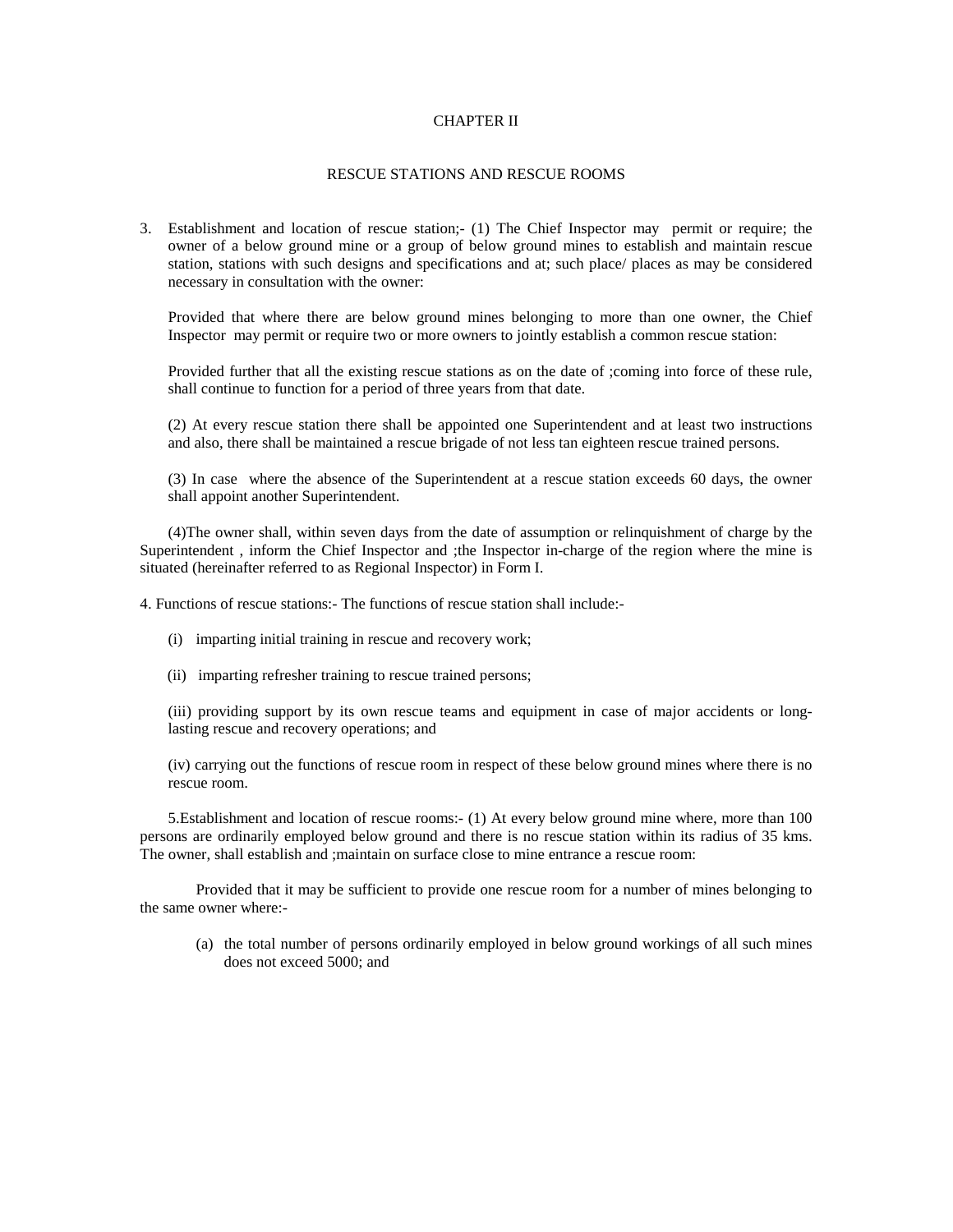# CHAPTER II

## RESCUE STATIONS AND RESCUE ROOMS

3. Establishment and location of rescue station;- (1) The Chief Inspector may permit or require; the owner of a below ground mine or a group of below ground mines to establish and maintain rescue station, stations with such designs and specifications and at; such place/ places as may be considered necessary in consultation with the owner:

   Provided that where there are below ground mines belonging to more than one owner, the Chief Inspector may permit or require two or more owners to jointly establish a common rescue station:

   Provided further that all the existing rescue stations as on the date of ;coming into force of these rule, shall continue to function for a period of three years from that date.

   (2) At every rescue station there shall be appointed one Superintendent and at least two instructions and also, there shall be maintained a rescue brigade of not less tan eighteen rescue trained persons.

   (3) In case where the absence of the Superintendent at a rescue station exceeds 60 days, the owner shall appoint another Superintendent.

(4)The owner shall, within seven days from the date of assumption or relinquishment of charge by the Superintendent , inform the Chief Inspector and ;the Inspector in-charge of the region where the mine is situated (hereinafter referred to as Regional Inspector) in Form I.

4. Functions of rescue stations:- The functions of rescue station shall include:-

   (i) imparting initial training in rescue and recovery work;

   (ii) imparting refresher training to rescue trained persons;

   (iii) providing support by its own rescue teams and equipment in case of major accidents or long-lasting rescue and recovery operations; and

   (iv) carrying out the functions of rescue room in respect of these below ground mines where there is no rescue room.

5.Establishment and location of rescue rooms:- (1) At every below ground mine where, more than 100 persons are ordinarily employed below ground and there is no rescue station within its radius of 35 kms. The owner, shall establish and ;maintain on surface close to mine entrance a rescue room:

Provided that it may be sufficient to provide one rescue room for a number of mines belonging to the same owner where:-

   (a) the total number of persons ordinarily employed in below ground workings of all such mines does not exceed 5000; and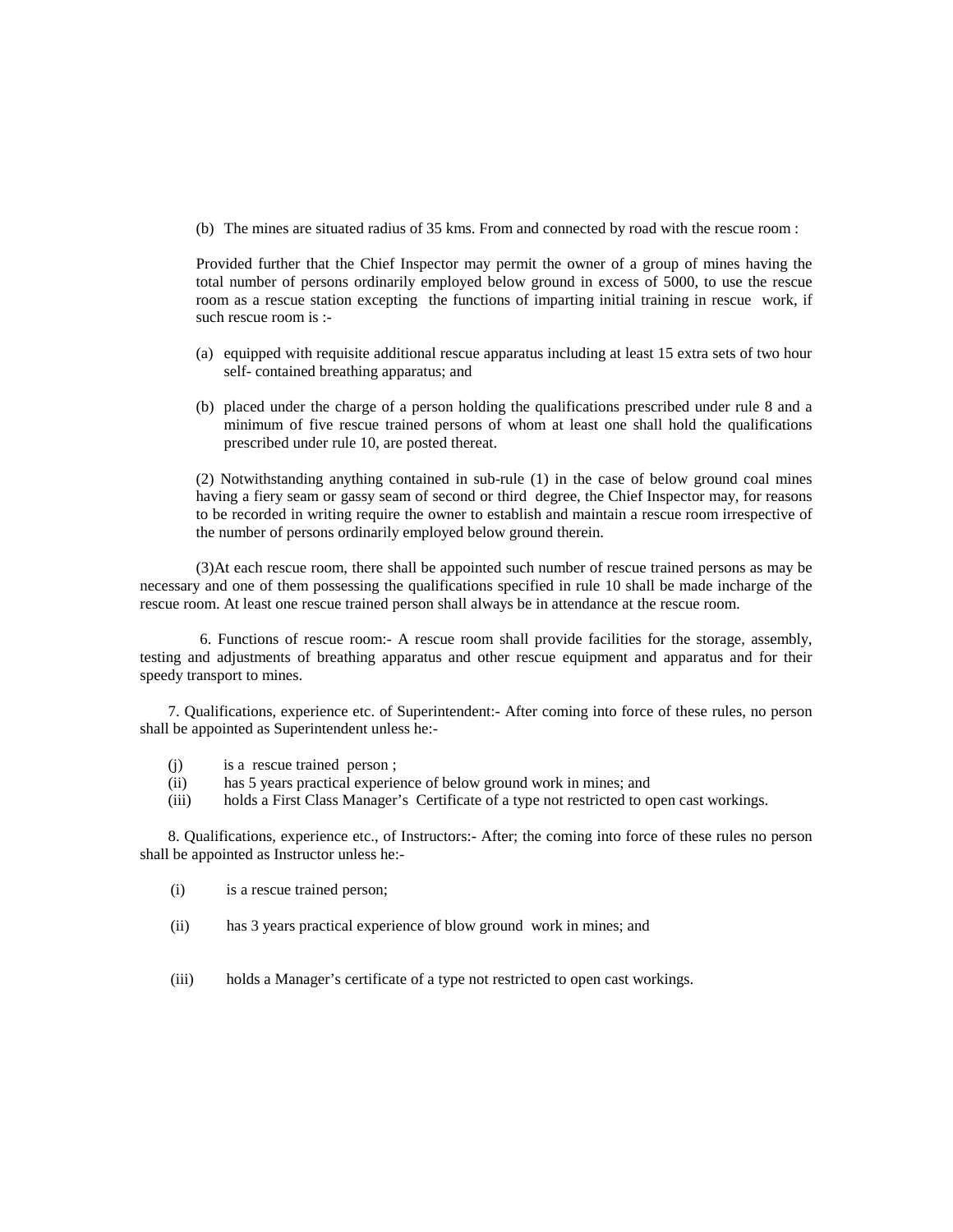(b) The mines are situated radius of 35 kms. From and connected by road with the rescue room :

Provided further that the Chief Inspector may permit the owner of a group of mines having the total number of persons ordinarily employed below ground in excess of 5000, to use the rescue room as a rescue station excepting the functions of imparting initial training in rescue work, if such rescue room is :-

(a) equipped with requisite additional rescue apparatus including at least 15 extra sets of two hour self- contained breathing apparatus; and

(b) placed under the charge of a person holding the qualifications prescribed under rule 8 and a minimum of five rescue trained persons of whom at least one shall hold the qualifications prescribed under rule 10, are posted thereat.

(2) Notwithstanding anything contained in sub-rule (1) in the case of below ground coal mines having a fiery seam or gassy seam of second or third degree, the Chief Inspector may, for reasons to be recorded in writing require the owner to establish and maintain a rescue room irrespective of the number of persons ordinarily employed below ground therein.

(3)At each rescue room, there shall be appointed such number of rescue trained persons as may be necessary and one of them possessing the qualifications specified in rule 10 shall be made incharge of the rescue room. At least one rescue trained person shall always be in attendance at the rescue room.

6. Functions of rescue room:- A rescue room shall provide facilities for the storage, assembly, testing and adjustments of breathing apparatus and other rescue equipment and apparatus and for their speedy transport to mines.

7. Qualifications, experience etc. of Superintendent:- After coming into force of these rules, no person shall be appointed as Superintendent unless he:-

(j) is a rescue trained person ;
(ii) has 5 years practical experience of below ground work in mines; and
(iii) holds a First Class Manager's Certificate of a type not restricted to open cast workings.

8. Qualifications, experience etc., of Instructors:- After; the coming into force of these rules no person shall be appointed as Instructor unless he:-

(i) is a rescue trained person;

(ii) has 3 years practical experience of blow ground work in mines; and

(iii) holds a Manager's certificate of a type not restricted to open cast workings.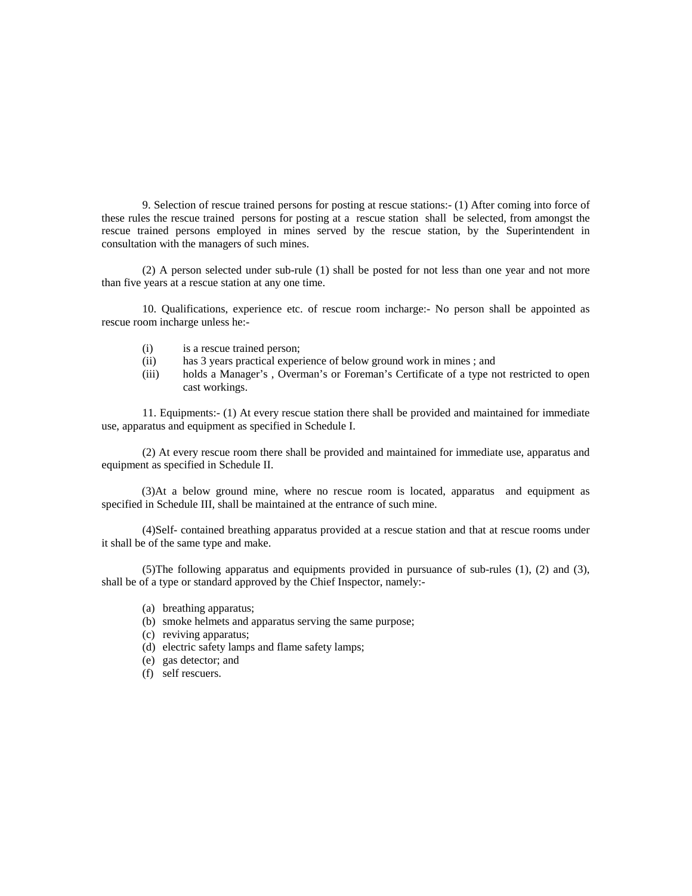9. Selection of rescue trained persons for posting at rescue stations:- (1) After coming into force of these rules the rescue trained persons for posting at a rescue station shall be selected, from amongst the rescue trained persons employed in mines served by the rescue station, by the Superintendent in consultation with the managers of such mines.

(2) A person selected under sub-rule (1) shall be posted for not less than one year and not more than five years at a rescue station at any one time.

10. Qualifications, experience etc. of rescue room incharge:- No person shall be appointed as rescue room incharge unless he:-

(i) is a rescue trained person;
(ii) has 3 years practical experience of below ground work in mines ; and
(iii) holds a Manager's , Overman's or Foreman's Certificate of a type not restricted to open cast workings.

11. Equipments:- (1) At every rescue station there shall be provided and maintained for immediate use, apparatus and equipment as specified in Schedule I.

(2) At every rescue room there shall be provided and maintained for immediate use, apparatus and equipment as specified in Schedule II.

(3)At a below ground mine, where no rescue room is located, apparatus and equipment as specified in Schedule III, shall be maintained at the entrance of such mine.

(4)Self- contained breathing apparatus provided at a rescue station and that at rescue rooms under it shall be of the same type and make.

(5)The following apparatus and equipments provided in pursuance of sub-rules (1), (2) and (3), shall be of a type or standard approved by the Chief Inspector, namely:-

(a) breathing apparatus;
(b) smoke helmets and apparatus serving the same purpose;
(c) reviving apparatus;
(d) electric safety lamps and flame safety lamps;
(e) gas detector; and
(f) self rescuers.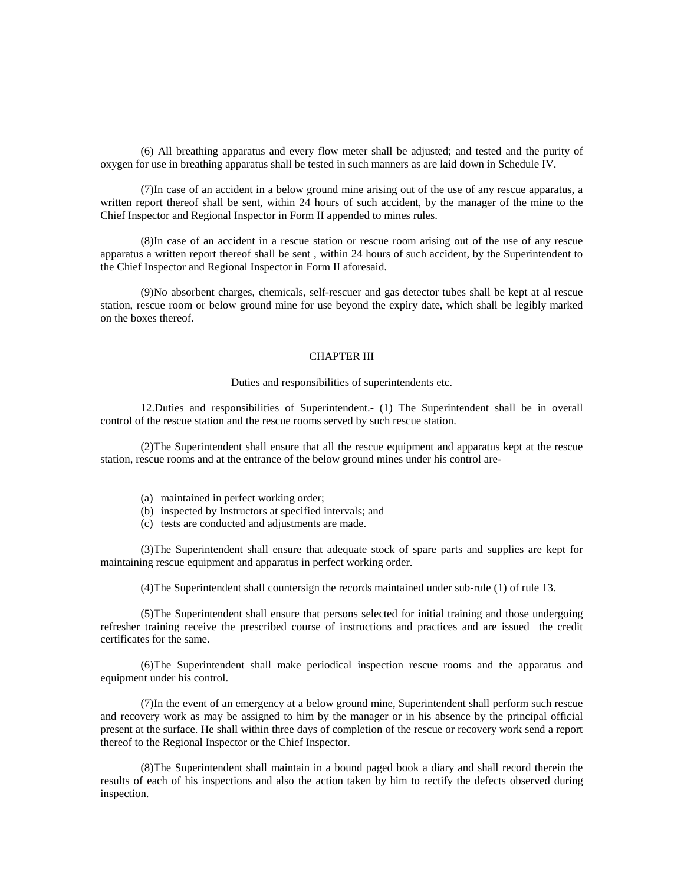(6) All breathing apparatus and every flow meter shall be adjusted; and tested and the purity of oxygen for use in breathing apparatus shall be tested in such manners as are laid down in Schedule IV.

(7)In case of an accident in a below ground mine arising out of the use of any rescue apparatus, a written report thereof shall be sent, within 24 hours of such accident, by the manager of the mine to the Chief Inspector and Regional Inspector in Form II appended to mines rules.

(8)In case of an accident in a rescue station or rescue room arising out of the use of any rescue apparatus a written report thereof shall be sent , within 24 hours of such accident, by the Superintendent to the Chief Inspector and Regional Inspector in Form II aforesaid.

(9)No absorbent charges, chemicals, self-rescuer and gas detector tubes shall be kept at al rescue station, rescue room or below ground mine for use beyond the expiry date, which shall be legibly marked on the boxes thereof.

## CHAPTER III

### Duties and responsibilities of superintendents etc.

12.Duties and responsibilities of Superintendent.- (1) The Superintendent shall be in overall control of the rescue station and the rescue rooms served by such rescue station.

(2)The Superintendent shall ensure that all the rescue equipment and apparatus kept at the rescue station, rescue rooms and at the entrance of the below ground mines under his control are-

(a) maintained in perfect working order;
(b) inspected by Instructors at specified intervals; and
(c) tests are conducted and adjustments are made.

(3)The Superintendent shall ensure that adequate stock of spare parts and supplies are kept for maintaining rescue equipment and apparatus in perfect working order.

(4)The Superintendent shall countersign the records maintained under sub-rule (1) of rule 13.

(5)The Superintendent shall ensure that persons selected for initial training and those undergoing refresher training receive the prescribed course of instructions and practices and are issued the credit certificates for the same.

(6)The Superintendent shall make periodical inspection rescue rooms and the apparatus and equipment under his control.

(7)In the event of an emergency at a below ground mine, Superintendent shall perform such rescue and recovery work as may be assigned to him by the manager or in his absence by the principal official present at the surface. He shall within three days of completion of the rescue or recovery work send a report thereof to the Regional Inspector or the Chief Inspector.

(8)The Superintendent shall maintain in a bound paged book a diary and shall record therein the results of each of his inspections and also the action taken by him to rectify the defects observed during inspection.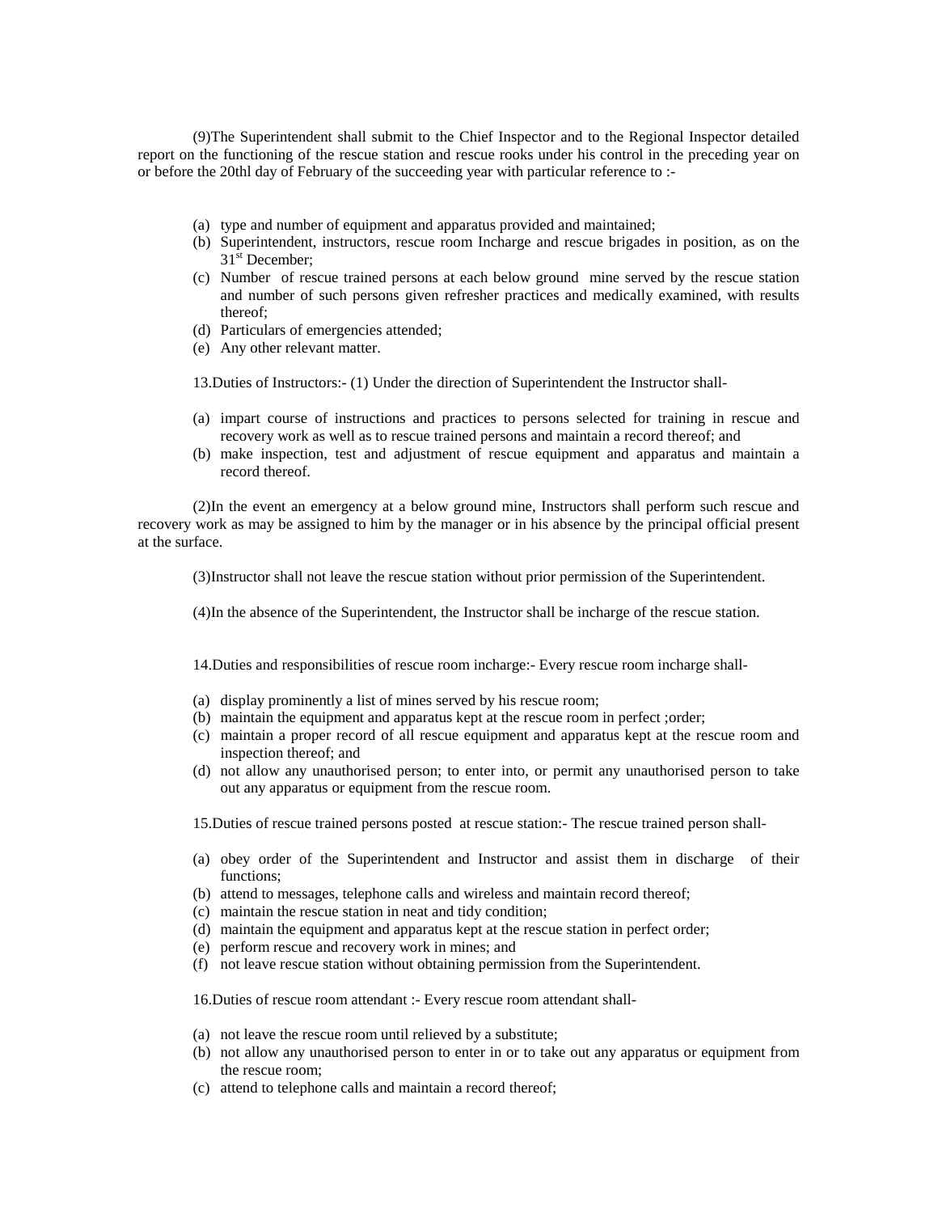(9)The Superintendent shall submit to the Chief Inspector and to the Regional Inspector detailed report on the functioning of the rescue station and rescue rooks under his control in the preceding year on or before the 20thl day of February of the succeeding year with particular reference to :-

(a) type and number of equipment and apparatus provided and maintained;
(b) Superintendent, instructors, rescue room Incharge and rescue brigades in position, as on the 31st December;
(c) Number of rescue trained persons at each below ground mine served by the rescue station and number of such persons given refresher practices and medically examined, with results thereof;
(d) Particulars of emergencies attended;
(e) Any other relevant matter.

13.Duties of Instructors:- (1) Under the direction of Superintendent the Instructor shall-

(a) impart course of instructions and practices to persons selected for training in rescue and recovery work as well as to rescue trained persons and maintain a record thereof; and
(b) make inspection, test and adjustment of rescue equipment and apparatus and maintain a record thereof.

(2)In the event an emergency at a below ground mine, Instructors shall perform such rescue and recovery work as may be assigned to him by the manager or in his absence by the principal official present at the surface.

(3)Instructor shall not leave the rescue station without prior permission of the Superintendent.

(4)In the absence of the Superintendent, the Instructor shall be incharge of the rescue station.

14.Duties and responsibilities of rescue room incharge:- Every rescue room incharge shall-

(a) display prominently a list of mines served by his rescue room;
(b) maintain the equipment and apparatus kept at the rescue room in perfect ;order;
(c) maintain a proper record of all rescue equipment and apparatus kept at the rescue room and inspection thereof; and
(d) not allow any unauthorised person; to enter into, or permit any unauthorised person to take out any apparatus or equipment from the rescue room.

15.Duties of rescue trained persons posted at rescue station:- The rescue trained person shall-

(a) obey order of the Superintendent and Instructor and assist them in discharge of their functions;
(b) attend to messages, telephone calls and wireless and maintain record thereof;
(c) maintain the rescue station in neat and tidy condition;
(d) maintain the equipment and apparatus kept at the rescue station in perfect order;
(e) perform rescue and recovery work in mines; and
(f) not leave rescue station without obtaining permission from the Superintendent.

16.Duties of rescue room attendant :- Every rescue room attendant shall-

(a) not leave the rescue room until relieved by a substitute;
(b) not allow any unauthorised person to enter in or to take out any apparatus or equipment from the rescue room;
(c) attend to telephone calls and maintain a record thereof;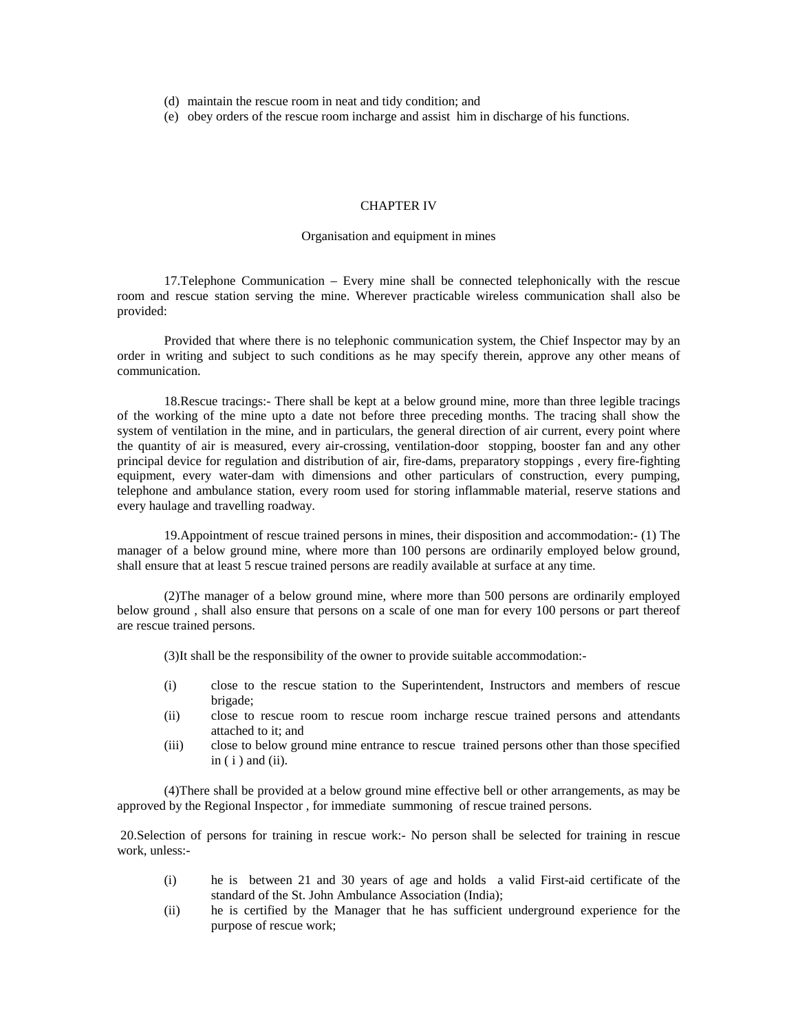(d) maintain the rescue room in neat and tidy condition; and

(e) obey orders of the rescue room incharge and assist him in discharge of his functions.

## CHAPTER IV

### Organisation and equipment in mines

17.Telephone Communication – Every mine shall be connected telephonically with the rescue room and rescue station serving the mine. Wherever practicable wireless communication shall also be provided:

Provided that where there is no telephonic communication system, the Chief Inspector may by an order in writing and subject to such conditions as he may specify therein, approve any other means of communication.

18.Rescue tracings:- There shall be kept at a below ground mine, more than three legible tracings of the working of the mine upto a date not before three preceding months. The tracing shall show the system of ventilation in the mine, and in particulars, the general direction of air current, every point where the quantity of air is measured, every air-crossing, ventilation-door stopping, booster fan and any other principal device for regulation and distribution of air, fire-dams, preparatory stoppings , every fire-fighting equipment, every water-dam with dimensions and other particulars of construction, every pumping, telephone and ambulance station, every room used for storing inflammable material, reserve stations and every haulage and travelling roadway.

19.Appointment of rescue trained persons in mines, their disposition and accommodation:- (1) The manager of a below ground mine, where more than 100 persons are ordinarily employed below ground, shall ensure that at least 5 rescue trained persons are readily available at surface at any time.

(2)The manager of a below ground mine, where more than 500 persons are ordinarily employed below ground , shall also ensure that persons on a scale of one man for every 100 persons or part thereof are rescue trained persons.

(3)It shall be the responsibility of the owner to provide suitable accommodation:-

(i) close to the rescue station to the Superintendent, Instructors and members of rescue brigade;

(ii) close to rescue room to rescue room incharge rescue trained persons and attendants attached to it; and

(iii) close to below ground mine entrance to rescue trained persons other than those specified in ( i ) and (ii).

(4)There shall be provided at a below ground mine effective bell or other arrangements, as may be approved by the Regional Inspector , for immediate summoning of rescue trained persons.

20.Selection of persons for training in rescue work:- No person shall be selected for training in rescue work, unless:-

(i) he is between 21 and 30 years of age and holds a valid First-aid certificate of the standard of the St. John Ambulance Association (India);

(ii) he is certified by the Manager that he has sufficient underground experience for the purpose of rescue work;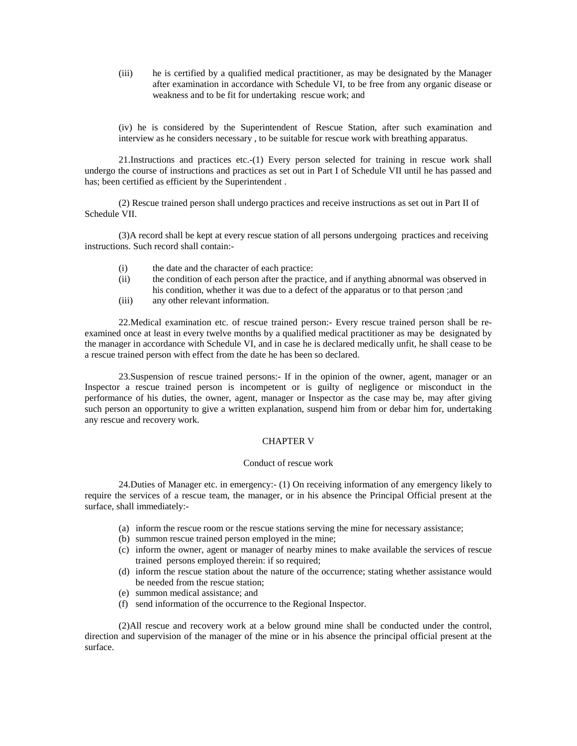(iii) he is certified by a qualified medical practitioner, as may be designated by the Manager after examination in accordance with Schedule VI, to be free from any organic disease or weakness and to be fit for undertaking rescue work; and

(iv) he is considered by the Superintendent of Rescue Station, after such examination and interview as he considers necessary , to be suitable for rescue work with breathing apparatus.

21.Instructions and practices etc.-(1) Every person selected for training in rescue work shall undergo the course of instructions and practices as set out in Part I of Schedule VII until he has passed and has; been certified as efficient by the Superintendent .

(2) Rescue trained person shall undergo practices and receive instructions as set out in Part II of Schedule VII.

(3)A record shall be kept at every rescue station of all persons undergoing practices and receiving instructions. Such record shall contain:-

(i) the date and the character of each practice:
(ii) the condition of each person after the practice, and if anything abnormal was observed in his condition, whether it was due to a defect of the apparatus or to that person ;and
(iii) any other relevant information.

22.Medical examination etc. of rescue trained person:- Every rescue trained person shall be re-examined once at least in every twelve months by a qualified medical practitioner as may be designated by the manager in accordance with Schedule VI, and in case he is declared medically unfit, he shall cease to be a rescue trained person with effect from the date he has been so declared.

23.Suspension of rescue trained persons:- If in the opinion of the owner, agent, manager or an Inspector a rescue trained person is incompetent or is guilty of negligence or misconduct in the performance of his duties, the owner, agent, manager or Inspector as the case may be, may after giving such person an opportunity to give a written explanation, suspend him from or debar him for, undertaking any rescue and recovery work.

## CHAPTER V

### Conduct of rescue work

24.Duties of Manager etc. in emergency:- (1) On receiving information of any emergency likely to require the services of a rescue team, the manager, or in his absence the Principal Official present at the surface, shall immediately:-

(a) inform the rescue room or the rescue stations serving the mine for necessary assistance;
(b) summon rescue trained person employed in the mine;
(c) inform the owner, agent or manager of nearby mines to make available the services of rescue trained persons employed therein: if so required;
(d) inform the rescue station about the nature of the occurrence; stating whether assistance would be needed from the rescue station;
(e) summon medical assistance; and
(f) send information of the occurrence to the Regional Inspector.

(2)All rescue and recovery work at a below ground mine shall be conducted under the control, direction and supervision of the manager of the mine or in his absence the principal official present at the surface.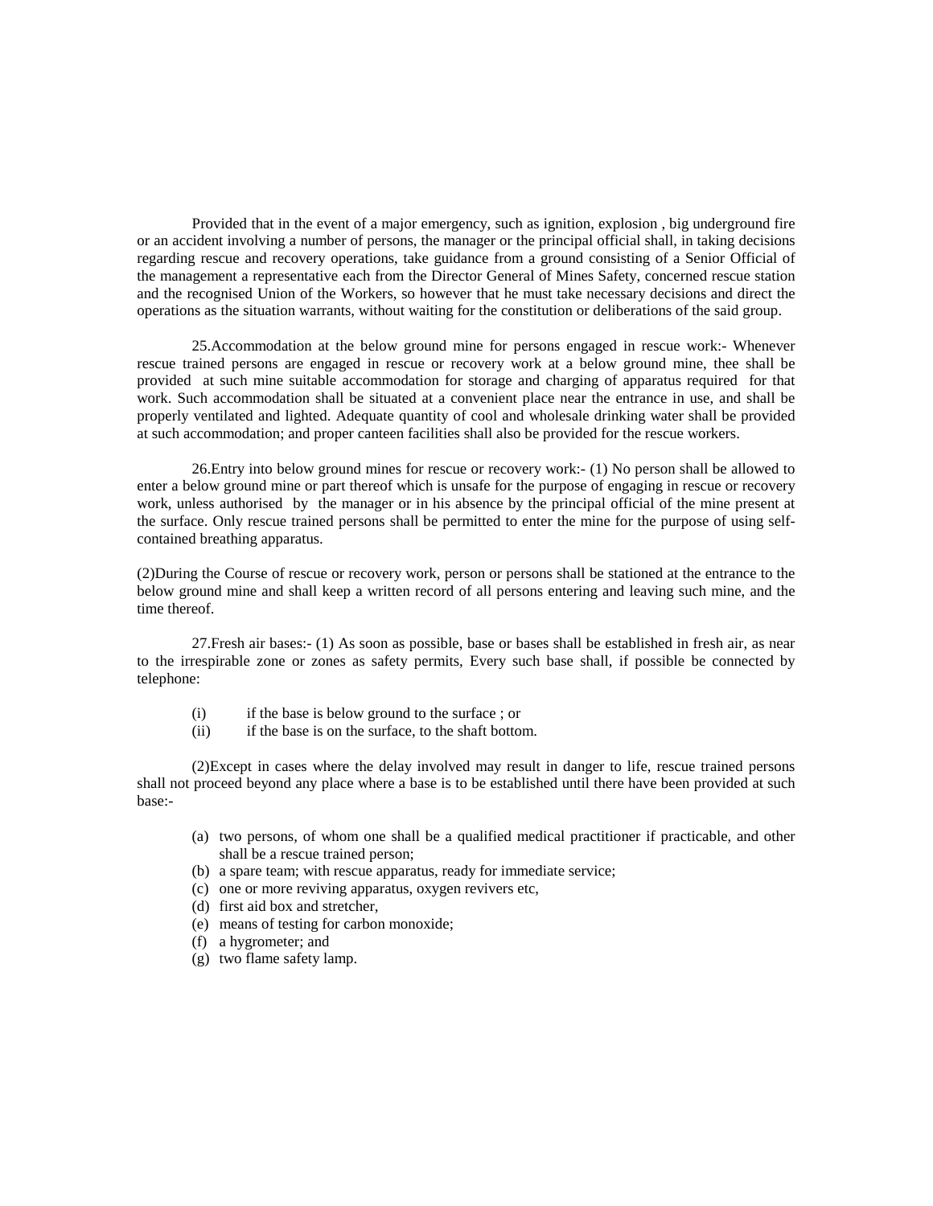Provided that in the event of a major emergency, such as ignition, explosion , big underground fire or an accident involving a number of persons, the manager or the principal official shall, in taking decisions regarding rescue and recovery operations, take guidance from a ground consisting of a Senior Official of the management a representative each from the Director General of Mines Safety, concerned rescue station and the recognised Union of the Workers, so however that he must take necessary decisions and direct the operations as the situation warrants, without waiting for the constitution or deliberations of the said group.

25.Accommodation at the below ground mine for persons engaged in rescue work:- Whenever rescue trained persons are engaged in rescue or recovery work at a below ground mine, thee shall be provided at such mine suitable accommodation for storage and charging of apparatus required for that work. Such accommodation shall be situated at a convenient place near the entrance in use, and shall be properly ventilated and lighted. Adequate quantity of cool and wholesale drinking water shall be provided at such accommodation; and proper canteen facilities shall also be provided for the rescue workers.

26.Entry into below ground mines for rescue or recovery work:- (1) No person shall be allowed to enter a below ground mine or part thereof which is unsafe for the purpose of engaging in rescue or recovery work, unless authorised by the manager or in his absence by the principal official of the mine present at the surface. Only rescue trained persons shall be permitted to enter the mine for the purpose of using self-contained breathing apparatus.

(2)During the Course of rescue or recovery work, person or persons shall be stationed at the entrance to the below ground mine and shall keep a written record of all persons entering and leaving such mine, and the time thereof.

27.Fresh air bases:- (1) As soon as possible, base or bases shall be established in fresh air, as near to the irrespirable zone or zones as safety permits, Every such base shall, if possible be connected by telephone:

(i) if the base is below ground to the surface ; or
(ii) if the base is on the surface, to the shaft bottom.

(2)Except in cases where the delay involved may result in danger to life, rescue trained persons shall not proceed beyond any place where a base is to be established until there have been provided at such base:-

(a) two persons, of whom one shall be a qualified medical practitioner if practicable, and other shall be a rescue trained person;
(b) a spare team; with rescue apparatus, ready for immediate service;
(c) one or more reviving apparatus, oxygen revivers etc,
(d) first aid box and stretcher,
(e) means of testing for carbon monoxide;
(f) a hygrometer; and
(g) two flame safety lamp.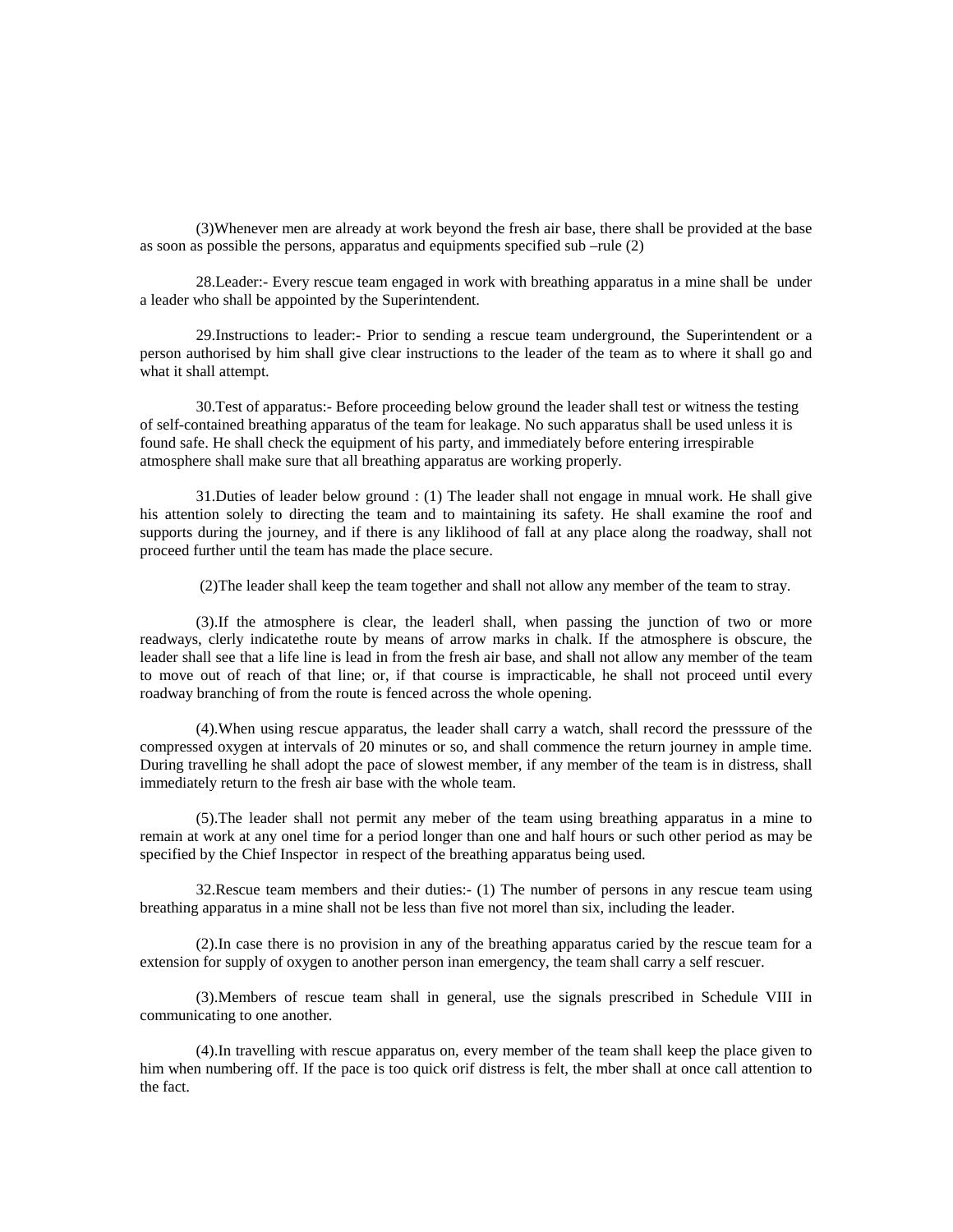(3)Whenever men are already at work beyond the fresh air base, there shall be provided at the base as soon as possible the persons, apparatus and equipments specified sub –rule (2)

28.Leader:- Every rescue team engaged in work with breathing apparatus in a mine shall be under a leader who shall be appointed by the Superintendent.

29.Instructions to leader:- Prior to sending a rescue team underground, the Superintendent or a person authorised by him shall give clear instructions to the leader of the team as to where it shall go and what it shall attempt.

30.Test of apparatus:- Before proceeding below ground the leader shall test or witness the testing of self-contained breathing apparatus of the team for leakage. No such apparatus shall be used unless it is found safe. He shall check the equipment of his party, and immediately before entering irrespirable atmosphere shall make sure that all breathing apparatus are working properly.

31.Duties of leader below ground : (1) The leader shall not engage in mnual work. He shall give his attention solely to directing the team and to maintaining its safety. He shall examine the roof and supports during the journey, and if there is any liklihood of fall at any place along the roadway, shall not proceed further until the team has made the place secure.

(2)The leader shall keep the team together and shall not allow any member of the team to stray.

(3).If the atmosphere is clear, the leaderl shall, when passing the junction of two or more readways, clerly indicatethe route by means of arrow marks in chalk. If the atmosphere is obscure, the leader shall see that a life line is lead in from the fresh air base, and shall not allow any member of the team to move out of reach of that line; or, if that course is impracticable, he shall not proceed until every roadway branching of from the route is fenced across the whole opening.

(4).When using rescue apparatus, the leader shall carry a watch, shall record the presssure of the compressed oxygen at intervals of 20 minutes or so, and shall commence the return journey in ample time. During travelling he shall adopt the pace of slowest member, if any member of the team is in distress, shall immediately return to the fresh air base with the whole team.

(5).The leader shall not permit any meber of the team using breathing apparatus in a mine to remain at work at any onel time for a period longer than one and half hours or such other period as may be specified by the Chief Inspector in respect of the breathing apparatus being used.

32.Rescue team members and their duties:- (1) The number of persons in any rescue team using breathing apparatus in a mine shall not be less than five not morel than six, including the leader.

(2).In case there is no provision in any of the breathing apparatus caried by the rescue team for a extension for supply of oxygen to another person inan emergency, the team shall carry a self rescuer.

(3).Members of rescue team shall in general, use the signals prescribed in Schedule VIII in communicating to one another.

(4).In travelling with rescue apparatus on, every member of the team shall keep the place given to him when numbering off. If the pace is too quick orif distress is felt, the mber shall at once call attention to the fact.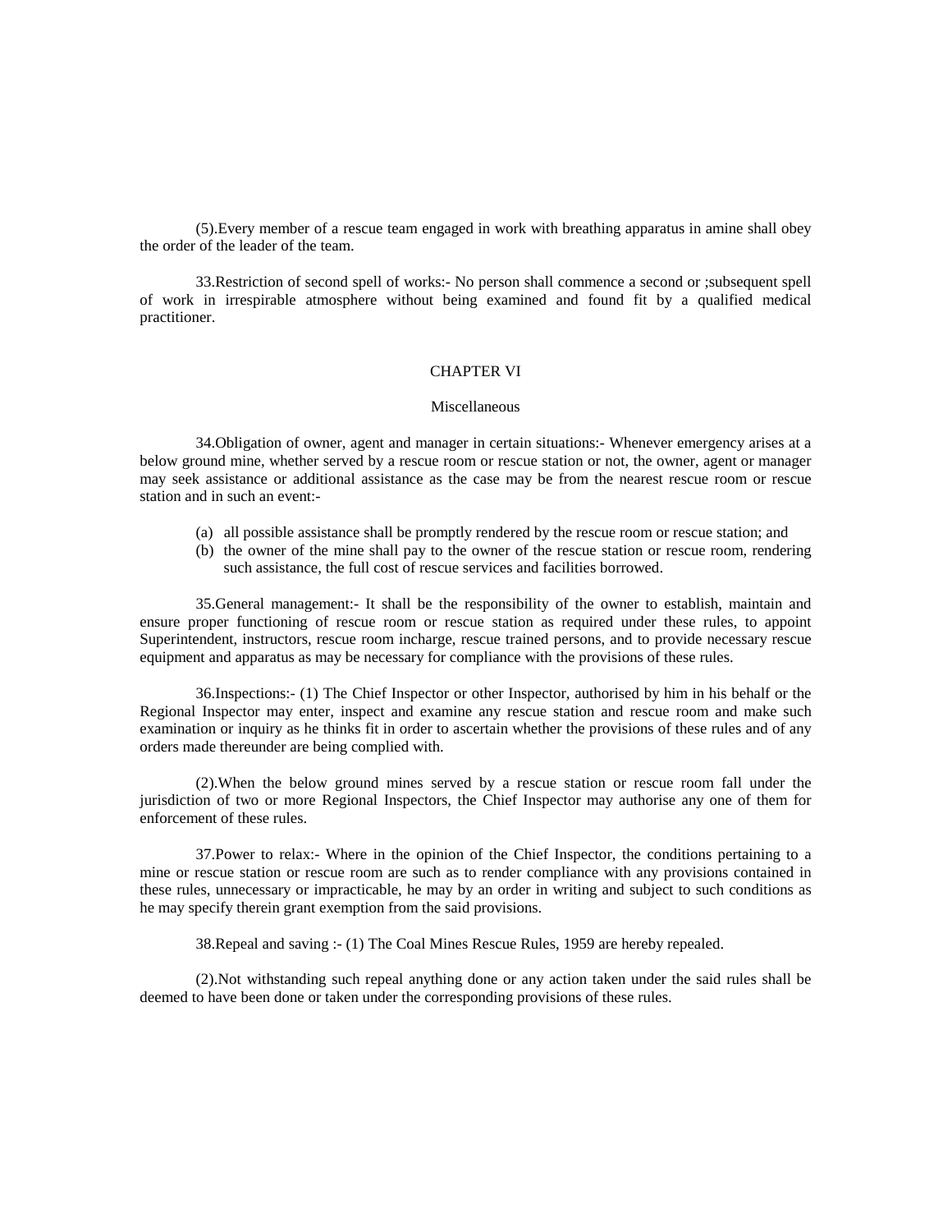(5).Every member of a rescue team engaged in work with breathing apparatus in amine shall obey the order of the leader of the team.

33.Restriction of second spell of works:- No person shall commence a second or ;subsequent spell of work in irrespirable atmosphere without being examined and found fit by a qualified medical practitioner.

## CHAPTER VI

### Miscellaneous

34.Obligation of owner, agent and manager in certain situations:- Whenever emergency arises at a below ground mine, whether served by a rescue room or rescue station or not, the owner, agent or manager may seek assistance or additional assistance as the case may be from the nearest rescue room or rescue station and in such an event:-

(a) all possible assistance shall be promptly rendered by the rescue room or rescue station; and
(b) the owner of the mine shall pay to the owner of the rescue station or rescue room, rendering such assistance, the full cost of rescue services and facilities borrowed.

35.General management:- It shall be the responsibility of the owner to establish, maintain and ensure proper functioning of rescue room or rescue station as required under these rules, to appoint Superintendent, instructors, rescue room incharge, rescue trained persons, and to provide necessary rescue equipment and apparatus as may be necessary for compliance with the provisions of these rules.

36.Inspections:- (1) The Chief Inspector or other Inspector, authorised by him in his behalf or the Regional Inspector may enter, inspect and examine any rescue station and rescue room and make such examination or inquiry as he thinks fit in order to ascertain whether the provisions of these rules and of any orders made thereunder are being complied with.

(2).When the below ground mines served by a rescue station or rescue room fall under the jurisdiction of two or more Regional Inspectors, the Chief Inspector may authorise any one of them for enforcement of these rules.

37.Power to relax:- Where in the opinion of the Chief Inspector, the conditions pertaining to a mine or rescue station or rescue room are such as to render compliance with any provisions contained in these rules, unnecessary or impracticable, he may by an order in writing and subject to such conditions as he may specify therein grant exemption from the said provisions.

38.Repeal and saving :- (1) The Coal Mines Rescue Rules, 1959 are hereby repealed.

(2).Not withstanding such repeal anything done or any action taken under the said rules shall be deemed to have been done or taken under the corresponding provisions of these rules.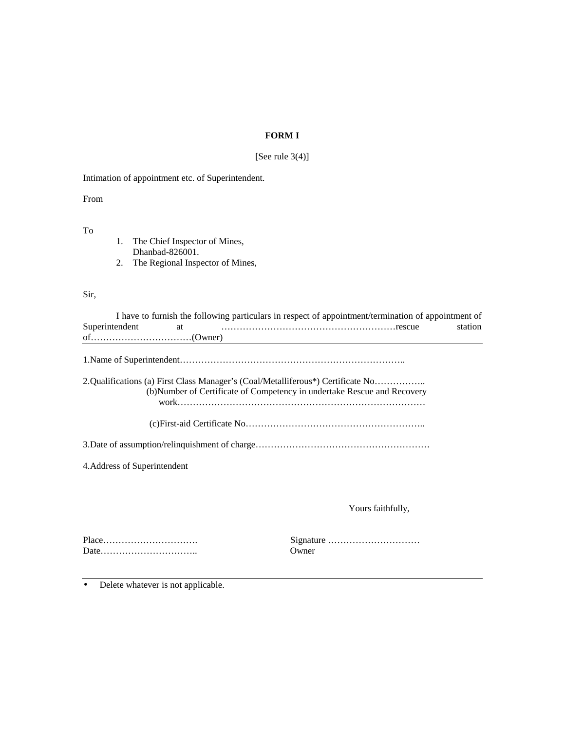**FORM I**

[See rule 3(4)]

Intimation of appointment etc. of Superintendent.

From

To

1. The Chief Inspector of Mines,
   Dhanbad-826001.
2. The Regional Inspector of Mines,

Sir,

I have to furnish the following particulars in respect of appointment/termination of appointment of Superintendent at …………………………………………………rescue station of……………………………(Owner)

---

1.Name of Superintendent………………………………………………………………..

2.Qualifications (a) First Class Manager's (Coal/Metalliferous*) Certificate No……………..
(b)Number of Certificate of Competency in undertake Rescue and Recovery work………………………………………………………………………

(c)First-aid Certificate No…………………………………………………..

3.Date of assumption/relinquishment of charge…………………………………………………

4.Address of Superintendent

Yours faithfully,

Place…………………………. Signature …………………………

Date………………………….. Owner

---

- Delete whatever is not applicable.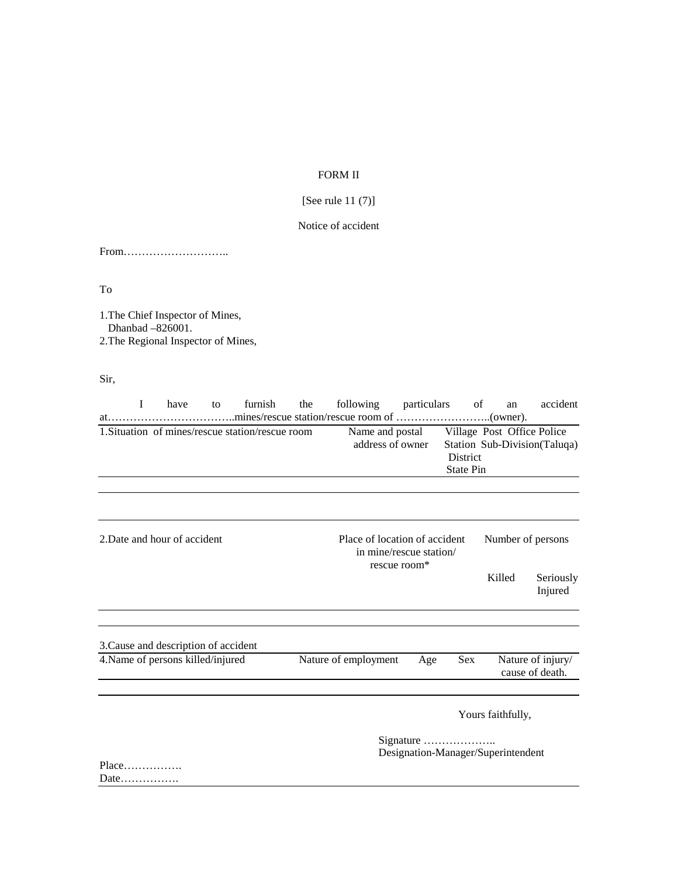FORM II

[See rule 11 (7)]

Notice of accident

From………………………..

To

1.The Chief Inspector of Mines,
  Dhanbad –826001.
2.The Regional Inspector of Mines,

Sir,

I have to furnish the following particulars of an accident at……………………………..mines/rescue station/rescue room of ……………………..(owner).

| 1.Situation of mines/rescue station/rescue room | Name and postal address of owner | Village Post Office Police Station Sub-Division(Taluqa) District State Pin |
|---|---|---|
| | | |

| 2.Date and hour of accident | Place of location of accident in mine/rescue station/ rescue room* | Number of persons | |
|---|---|---|---|
| | | Killed | Seriously Injured |
| | | | |

3.Cause and description of accident

| 4.Name of persons killed/injured | Nature of employment | Age | Sex | Nature of injury/ cause of death. |
|---|---|---|---|---|
| | | | | |

Yours faithfully,

Signature ………………..
Designation-Manager/Superintendent

Place…………….
Date…………….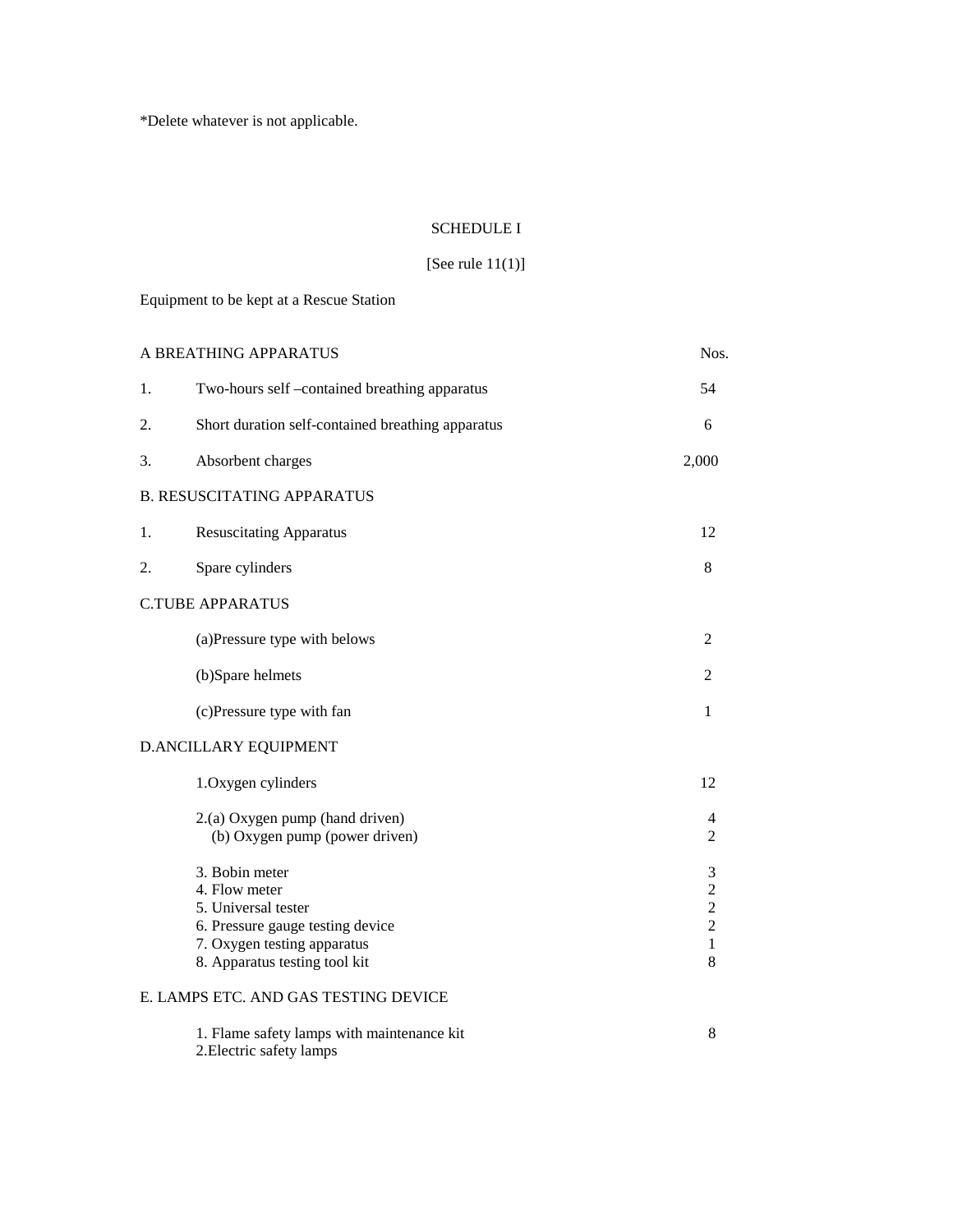*Delete whatever is not applicable.

## SCHEDULE I

[See rule 11(1)]

Equipment to be kept at a Rescue Station

| | | |
|---|---|---|
| **A BREATHING APPARATUS** | | Nos. |
| 1. | Two-hours self –contained breathing apparatus | 54 |
| 2. | Short duration self-contained breathing apparatus | 6 |
| 3. | Absorbent charges | 2,000 |
| **B. RESUSCITATING APPARATUS** | | |
| 1. | Resuscitating Apparatus | 12 |
| 2. | Spare cylinders | 8 |
| **C.TUBE APPARATUS** | | |
| | (a)Pressure type with belows | 2 |
| | (b)Spare helmets | 2 |
| | (c)Pressure type with fan | 1 |
| **D.ANCILLARY EQUIPMENT** | | |
| | 1.Oxygen cylinders | 12 |
| | 2.(a) Oxygen pump (hand driven) | 4 |
| | (b) Oxygen pump (power driven) | 2 |
| | 3. Bobin meter | 3 |
| | 4. Flow meter | 2 |
| | 5. Universal tester | 2 |
| | 6. Pressure gauge testing device | 2 |
| | 7. Oxygen testing apparatus | 1 |
| | 8. Apparatus testing tool kit | 8 |
| **E. LAMPS ETC. AND GAS TESTING DEVICE** | | |
| | 1. Flame safety lamps with maintenance kit | 8 |
| | 2.Electric safety lamps | |